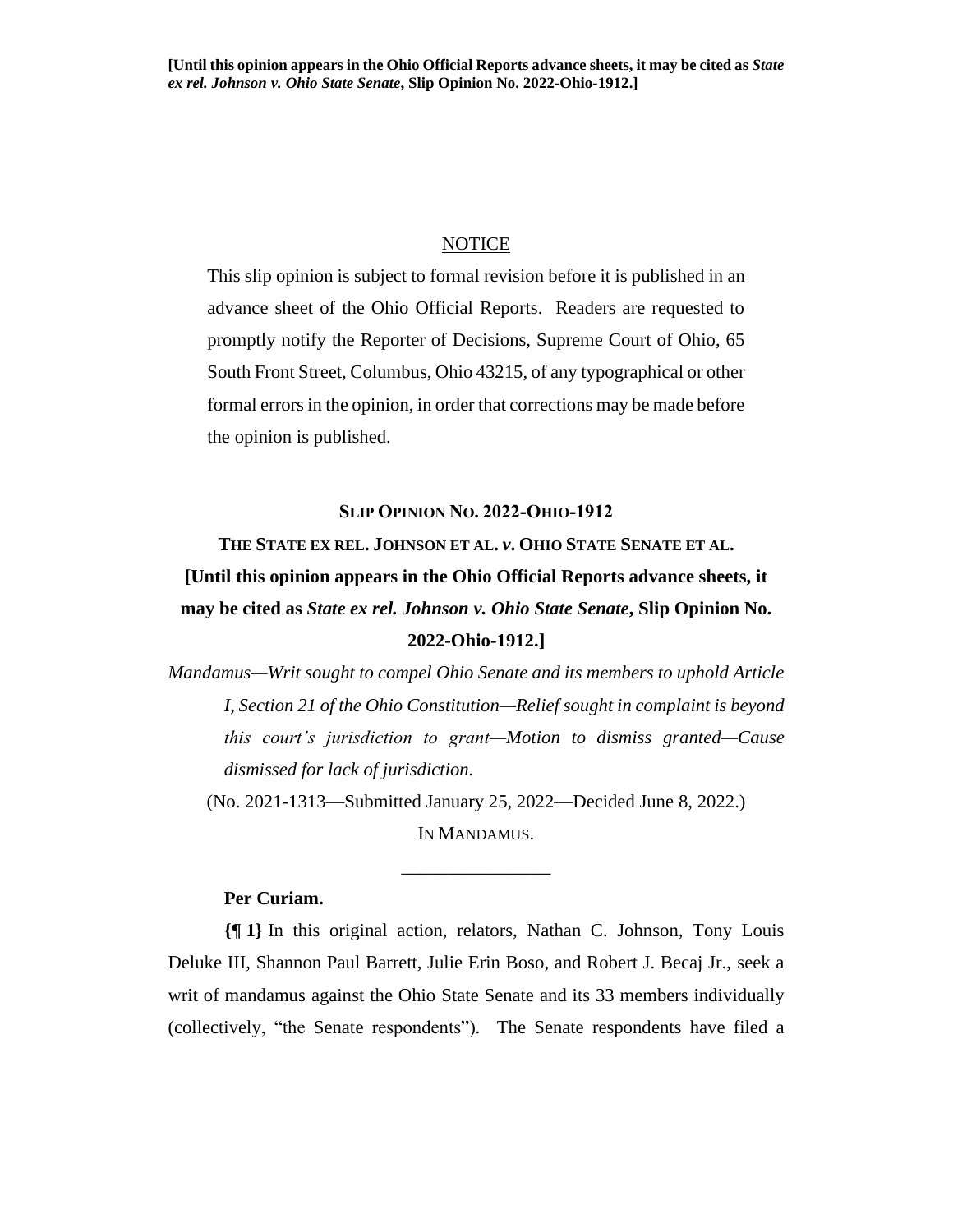**[Until this opinion appears in the Ohio Official Reports advance sheets, it may be cited as *State ex rel. Johnson v. Ohio State Senate*, Slip Opinion No. 2022-Ohio-1912.]**

NOTICE

This slip opinion is subject to formal revision before it is published in an advance sheet of the Ohio Official Reports. Readers are requested to promptly notify the Reporter of Decisions, Supreme Court of Ohio, 65 South Front Street, Columbus, Ohio 43215, of any typographical or other formal errors in the opinion, in order that corrections may be made before the opinion is published.

**SLIP OPINION NO. 2022-OHIO-1912**

**THE STATE EX REL. JOHNSON ET AL. *v.* OHIO STATE SENATE ET AL.**

**[Until this opinion appears in the Ohio Official Reports advance sheets, it may be cited as *State ex rel. Johnson v. Ohio State Senate*, Slip Opinion No. 2022-Ohio-1912.]**

*Mandamus—Writ sought to compel Ohio Senate and its members to uphold Article I, Section 21 of the Ohio Constitution—Relief sought in complaint is beyond this court's jurisdiction to grant—Motion to dismiss granted—Cause dismissed for lack of jurisdiction.*

(No. 2021-1313—Submitted January 25, 2022—Decided June 8, 2022.)

IN MANDAMUS.

________________

**Per Curiam.**

**{¶ 1}** In this original action, relators, Nathan C. Johnson, Tony Louis Deluke III, Shannon Paul Barrett, Julie Erin Boso, and Robert J. Becaj Jr., seek a writ of mandamus against the Ohio State Senate and its 33 members individually (collectively, "the Senate respondents"). The Senate respondents have filed a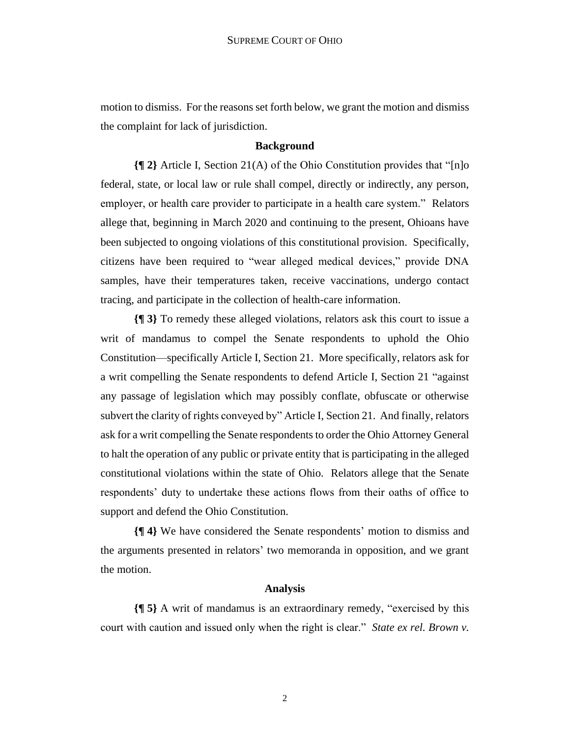motion to dismiss. For the reasons set forth below, we grant the motion and dismiss the complaint for lack of jurisdiction.

### Background

**{¶ 2}** Article I, Section 21(A) of the Ohio Constitution provides that "[n]o federal, state, or local law or rule shall compel, directly or indirectly, any person, employer, or health care provider to participate in a health care system." Relators allege that, beginning in March 2020 and continuing to the present, Ohioans have been subjected to ongoing violations of this constitutional provision. Specifically, citizens have been required to "wear alleged medical devices," provide DNA samples, have their temperatures taken, receive vaccinations, undergo contact tracing, and participate in the collection of health-care information.

**{¶ 3}** To remedy these alleged violations, relators ask this court to issue a writ of mandamus to compel the Senate respondents to uphold the Ohio Constitution—specifically Article I, Section 21. More specifically, relators ask for a writ compelling the Senate respondents to defend Article I, Section 21 "against any passage of legislation which may possibly conflate, obfuscate or otherwise subvert the clarity of rights conveyed by" Article I, Section 21. And finally, relators ask for a writ compelling the Senate respondents to order the Ohio Attorney General to halt the operation of any public or private entity that is participating in the alleged constitutional violations within the state of Ohio. Relators allege that the Senate respondents' duty to undertake these actions flows from their oaths of office to support and defend the Ohio Constitution.

**{¶ 4}** We have considered the Senate respondents' motion to dismiss and the arguments presented in relators' two memoranda in opposition, and we grant the motion.

### Analysis

**{¶ 5}** A writ of mandamus is an extraordinary remedy, "exercised by this court with caution and issued only when the right is clear." *State ex rel. Brown v.*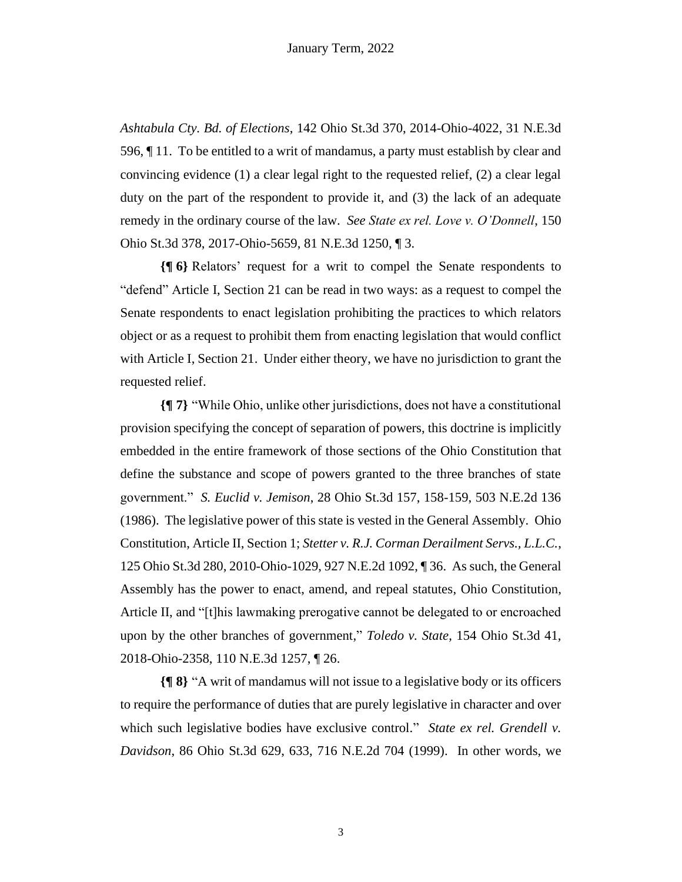*Ashtabula Cty. Bd. of Elections*, 142 Ohio St.3d 370, 2014-Ohio-4022, 31 N.E.3d 596, ¶ 11. To be entitled to a writ of mandamus, a party must establish by clear and convincing evidence (1) a clear legal right to the requested relief, (2) a clear legal duty on the part of the respondent to provide it, and (3) the lack of an adequate remedy in the ordinary course of the law. *See State ex rel. Love v. O'Donnell*, 150 Ohio St.3d 378, 2017-Ohio-5659, 81 N.E.3d 1250, ¶ 3.

**{¶ 6}** Relators' request for a writ to compel the Senate respondents to "defend" Article I, Section 21 can be read in two ways: as a request to compel the Senate respondents to enact legislation prohibiting the practices to which relators object or as a request to prohibit them from enacting legislation that would conflict with Article I, Section 21. Under either theory, we have no jurisdiction to grant the requested relief.

**{¶ 7}** "While Ohio, unlike other jurisdictions, does not have a constitutional provision specifying the concept of separation of powers, this doctrine is implicitly embedded in the entire framework of those sections of the Ohio Constitution that define the substance and scope of powers granted to the three branches of state government." *S. Euclid v. Jemison*, 28 Ohio St.3d 157, 158-159, 503 N.E.2d 136 (1986). The legislative power of this state is vested in the General Assembly. Ohio Constitution, Article II, Section 1; *Stetter v. R.J. Corman Derailment Servs., L.L.C.*, 125 Ohio St.3d 280, 2010-Ohio-1029, 927 N.E.2d 1092, ¶ 36. As such, the General Assembly has the power to enact, amend, and repeal statutes, Ohio Constitution, Article II, and "[t]his lawmaking prerogative cannot be delegated to or encroached upon by the other branches of government," *Toledo v. State*, 154 Ohio St.3d 41, 2018-Ohio-2358, 110 N.E.3d 1257, ¶ 26.

**{¶ 8}** "A writ of mandamus will not issue to a legislative body or its officers to require the performance of duties that are purely legislative in character and over which such legislative bodies have exclusive control." *State ex rel. Grendell v. Davidson*, 86 Ohio St.3d 629, 633, 716 N.E.2d 704 (1999). In other words, we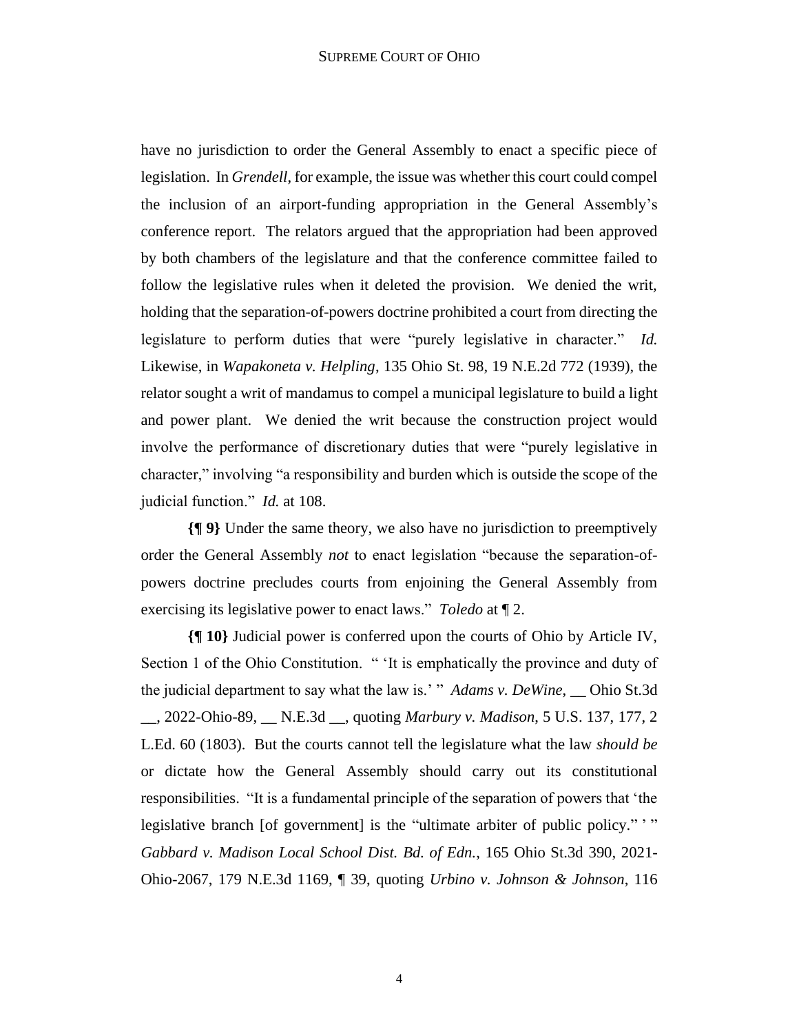have no jurisdiction to order the General Assembly to enact a specific piece of legislation. In *Grendell*, for example, the issue was whether this court could compel the inclusion of an airport-funding appropriation in the General Assembly's conference report. The relators argued that the appropriation had been approved by both chambers of the legislature and that the conference committee failed to follow the legislative rules when it deleted the provision. We denied the writ, holding that the separation-of-powers doctrine prohibited a court from directing the legislature to perform duties that were "purely legislative in character." *Id.* Likewise, in *Wapakoneta v. Helpling*, 135 Ohio St. 98, 19 N.E.2d 772 (1939), the relator sought a writ of mandamus to compel a municipal legislature to build a light and power plant. We denied the writ because the construction project would involve the performance of discretionary duties that were "purely legislative in character," involving "a responsibility and burden which is outside the scope of the judicial function." *Id.* at 108.

**{¶ 9}** Under the same theory, we also have no jurisdiction to preemptively order the General Assembly *not* to enact legislation "because the separation-of-powers doctrine precludes courts from enjoining the General Assembly from exercising its legislative power to enact laws." *Toledo* at ¶ 2.

**{¶ 10}** Judicial power is conferred upon the courts of Ohio by Article IV, Section 1 of the Ohio Constitution. " 'It is emphatically the province and duty of the judicial department to say what the law is.' " *Adams v. DeWine*, __ Ohio St.3d __, 2022-Ohio-89, __ N.E.3d __, quoting *Marbury v. Madison*, 5 U.S. 137, 177, 2 L.Ed. 60 (1803). But the courts cannot tell the legislature what the law *should be* or dictate how the General Assembly should carry out its constitutional responsibilities. "It is a fundamental principle of the separation of powers that 'the legislative branch [of government] is the "ultimate arbiter of public policy." ' " *Gabbard v. Madison Local School Dist. Bd. of Edn.*, 165 Ohio St.3d 390, 2021-Ohio-2067, 179 N.E.3d 1169, ¶ 39, quoting *Urbino v. Johnson & Johnson*, 116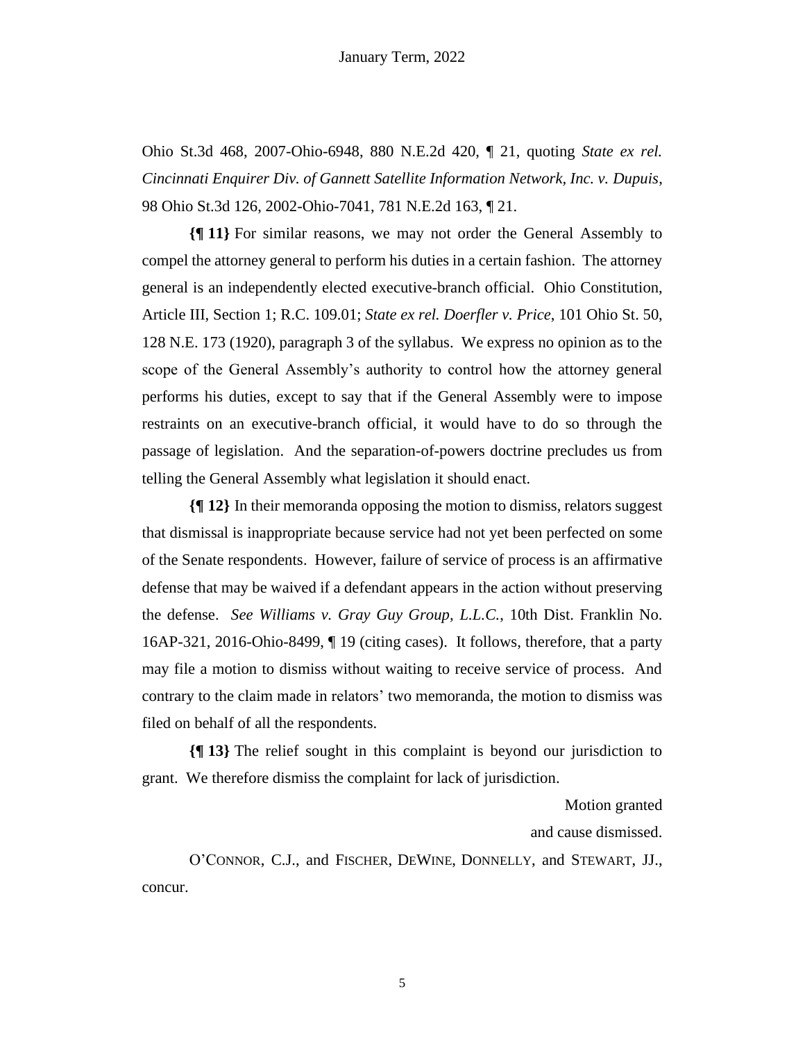Ohio St.3d 468, 2007-Ohio-6948, 880 N.E.2d 420, ¶ 21, quoting *State ex rel. Cincinnati Enquirer Div. of Gannett Satellite Information Network, Inc. v. Dupuis*, 98 Ohio St.3d 126, 2002-Ohio-7041, 781 N.E.2d 163, ¶ 21.

**{¶ 11}** For similar reasons, we may not order the General Assembly to compel the attorney general to perform his duties in a certain fashion. The attorney general is an independently elected executive-branch official. Ohio Constitution, Article III, Section 1; R.C. 109.01; *State ex rel. Doerfler v. Price*, 101 Ohio St. 50, 128 N.E. 173 (1920), paragraph 3 of the syllabus. We express no opinion as to the scope of the General Assembly's authority to control how the attorney general performs his duties, except to say that if the General Assembly were to impose restraints on an executive-branch official, it would have to do so through the passage of legislation. And the separation-of-powers doctrine precludes us from telling the General Assembly what legislation it should enact.

**{¶ 12}** In their memoranda opposing the motion to dismiss, relators suggest that dismissal is inappropriate because service had not yet been perfected on some of the Senate respondents. However, failure of service of process is an affirmative defense that may be waived if a defendant appears in the action without preserving the defense. *See Williams v. Gray Guy Group, L.L.C.*, 10th Dist. Franklin No. 16AP-321, 2016-Ohio-8499, ¶ 19 (citing cases). It follows, therefore, that a party may file a motion to dismiss without waiting to receive service of process. And contrary to the claim made in relators' two memoranda, the motion to dismiss was filed on behalf of all the respondents.

**{¶ 13}** The relief sought in this complaint is beyond our jurisdiction to grant. We therefore dismiss the complaint for lack of jurisdiction.

Motion granted
and cause dismissed.

O'CONNOR, C.J., and FISCHER, DEWINE, DONNELLY, and STEWART, JJ., concur.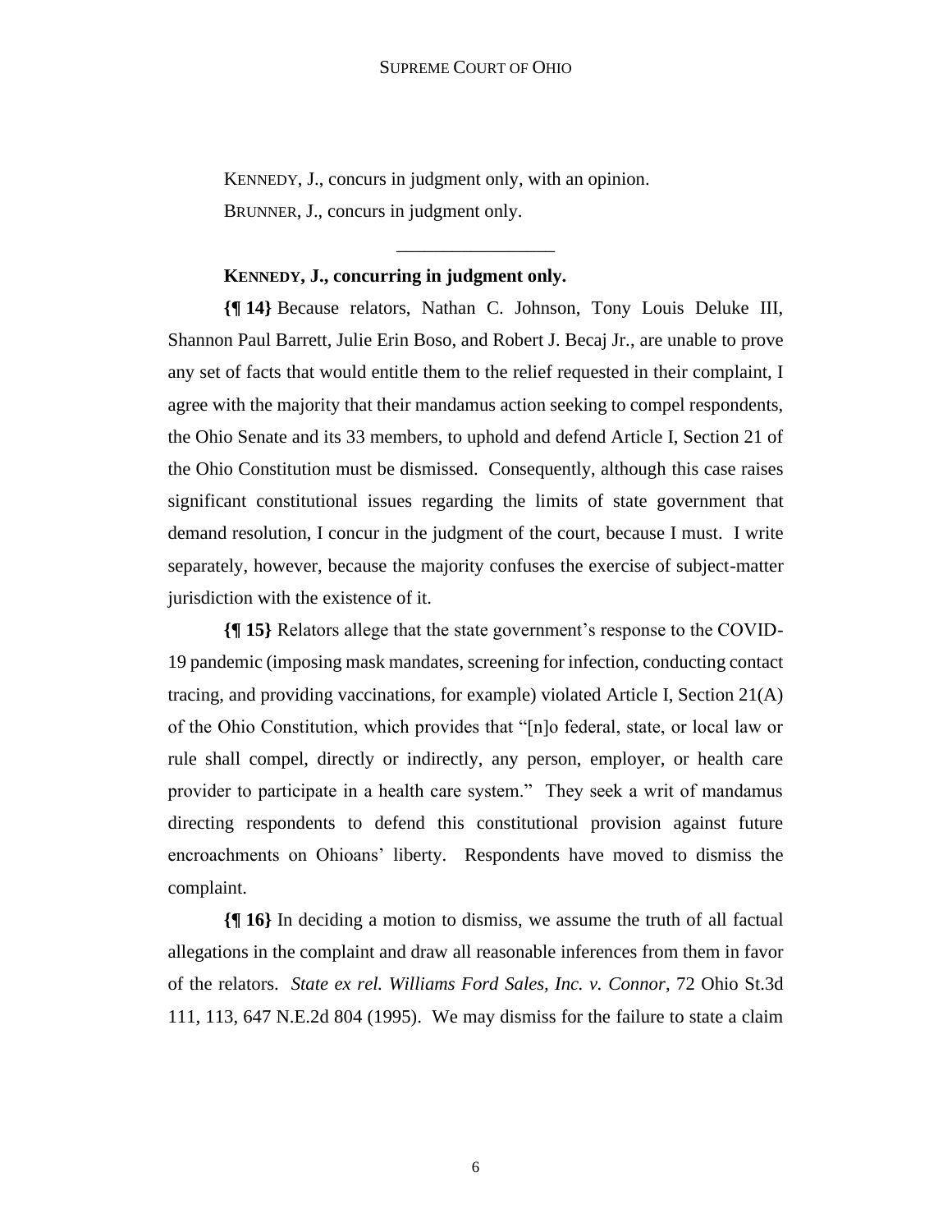KENNEDY, J., concurs in judgment only, with an opinion.

BRUNNER, J., concurs in judgment only.

---

**KENNEDY, J., concurring in judgment only.**

**{¶ 14}** Because relators, Nathan C. Johnson, Tony Louis Deluke III, Shannon Paul Barrett, Julie Erin Boso, and Robert J. Becaj Jr., are unable to prove any set of facts that would entitle them to the relief requested in their complaint, I agree with the majority that their mandamus action seeking to compel respondents, the Ohio Senate and its 33 members, to uphold and defend Article I, Section 21 of the Ohio Constitution must be dismissed. Consequently, although this case raises significant constitutional issues regarding the limits of state government that demand resolution, I concur in the judgment of the court, because I must. I write separately, however, because the majority confuses the exercise of subject-matter jurisdiction with the existence of it.

**{¶ 15}** Relators allege that the state government's response to the COVID-19 pandemic (imposing mask mandates, screening for infection, conducting contact tracing, and providing vaccinations, for example) violated Article I, Section 21(A) of the Ohio Constitution, which provides that "[n]o federal, state, or local law or rule shall compel, directly or indirectly, any person, employer, or health care provider to participate in a health care system." They seek a writ of mandamus directing respondents to defend this constitutional provision against future encroachments on Ohioans' liberty. Respondents have moved to dismiss the complaint.

**{¶ 16}** In deciding a motion to dismiss, we assume the truth of all factual allegations in the complaint and draw all reasonable inferences from them in favor of the relators. *State ex rel. Williams Ford Sales, Inc. v. Connor*, 72 Ohio St.3d 111, 113, 647 N.E.2d 804 (1995). We may dismiss for the failure to state a claim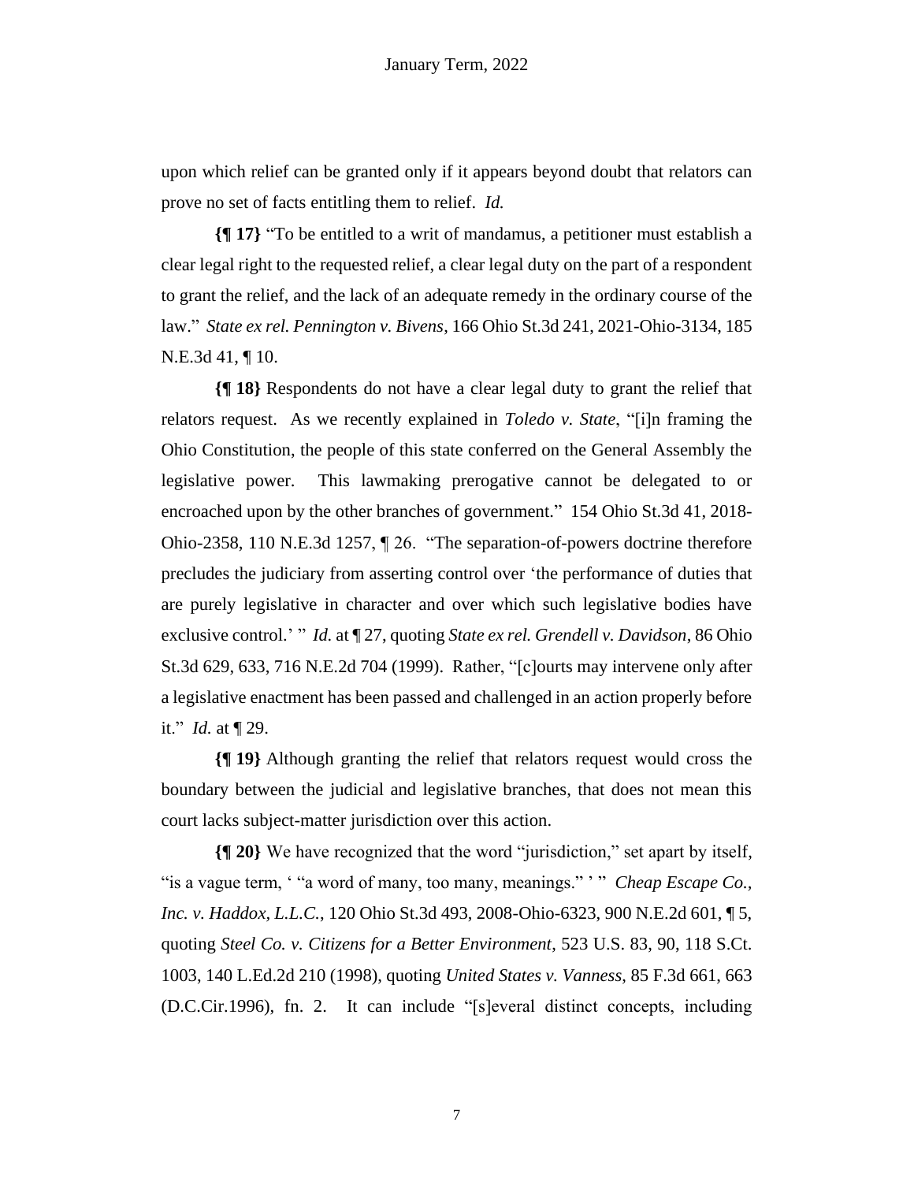upon which relief can be granted only if it appears beyond doubt that relators can prove no set of facts entitling them to relief. *Id.*

**{¶ 17}** "To be entitled to a writ of mandamus, a petitioner must establish a clear legal right to the requested relief, a clear legal duty on the part of a respondent to grant the relief, and the lack of an adequate remedy in the ordinary course of the law." *State ex rel. Pennington v. Bivens*, 166 Ohio St.3d 241, 2021-Ohio-3134, 185 N.E.3d 41, ¶ 10.

**{¶ 18}** Respondents do not have a clear legal duty to grant the relief that relators request. As we recently explained in *Toledo v. State*, "[i]n framing the Ohio Constitution, the people of this state conferred on the General Assembly the legislative power. This lawmaking prerogative cannot be delegated to or encroached upon by the other branches of government." 154 Ohio St.3d 41, 2018-Ohio-2358, 110 N.E.3d 1257, ¶ 26. "The separation-of-powers doctrine therefore precludes the judiciary from asserting control over 'the performance of duties that are purely legislative in character and over which such legislative bodies have exclusive control.' " *Id.* at ¶ 27, quoting *State ex rel. Grendell v. Davidson*, 86 Ohio St.3d 629, 633, 716 N.E.2d 704 (1999). Rather, "[c]ourts may intervene only after a legislative enactment has been passed and challenged in an action properly before it." *Id.* at ¶ 29.

**{¶ 19}** Although granting the relief that relators request would cross the boundary between the judicial and legislative branches, that does not mean this court lacks subject-matter jurisdiction over this action.

**{¶ 20}** We have recognized that the word "jurisdiction," set apart by itself, "is a vague term, ' "a word of many, too many, meanings." ' " *Cheap Escape Co., Inc. v. Haddox, L.L.C.*, 120 Ohio St.3d 493, 2008-Ohio-6323, 900 N.E.2d 601, ¶ 5, quoting *Steel Co. v. Citizens for a Better Environment*, 523 U.S. 83, 90, 118 S.Ct. 1003, 140 L.Ed.2d 210 (1998), quoting *United States v. Vanness*, 85 F.3d 661, 663 (D.C.Cir.1996), fn. 2. It can include "[s]everal distinct concepts, including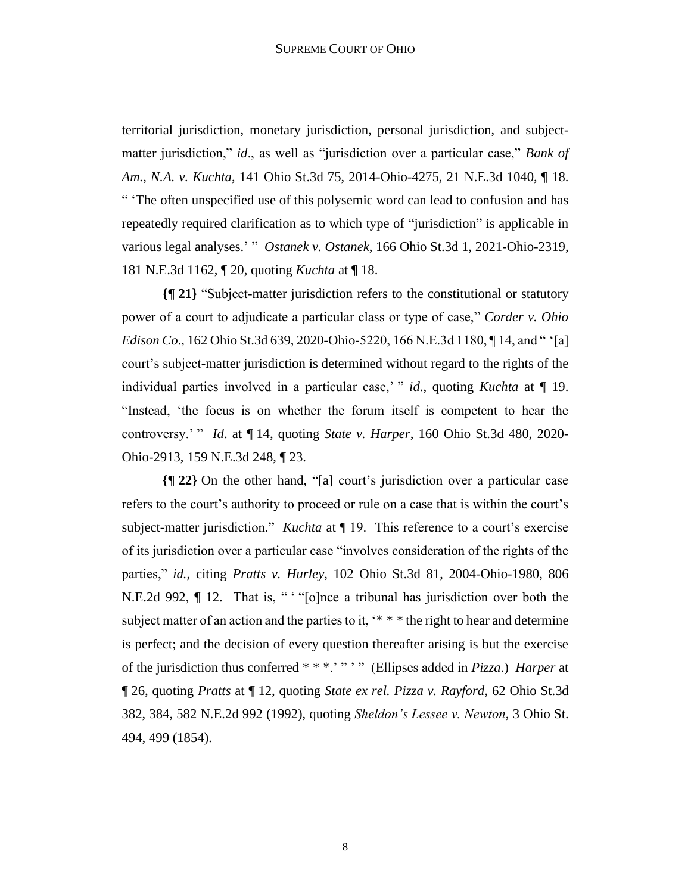territorial jurisdiction, monetary jurisdiction, personal jurisdiction, and subject-matter jurisdiction," *id*., as well as "jurisdiction over a particular case," *Bank of Am., N.A. v. Kuchta*, 141 Ohio St.3d 75, 2014-Ohio-4275, 21 N.E.3d 1040, ¶ 18. " 'The often unspecified use of this polysemic word can lead to confusion and has repeatedly required clarification as to which type of "jurisdiction" is applicable in various legal analyses.' " *Ostanek v. Ostanek*, 166 Ohio St.3d 1, 2021-Ohio-2319, 181 N.E.3d 1162, ¶ 20, quoting *Kuchta* at ¶ 18.

**{¶ 21}** "Subject-matter jurisdiction refers to the constitutional or statutory power of a court to adjudicate a particular class or type of case," *Corder v. Ohio Edison Co*., 162 Ohio St.3d 639, 2020-Ohio-5220, 166 N.E.3d 1180, ¶ 14, and " '[a] court's subject-matter jurisdiction is determined without regard to the rights of the individual parties involved in a particular case,' " *id*., quoting *Kuchta* at ¶ 19. "Instead, 'the focus is on whether the forum itself is competent to hear the controversy.' " *Id*. at ¶ 14, quoting *State v. Harper*, 160 Ohio St.3d 480, 2020-Ohio-2913, 159 N.E.3d 248, ¶ 23.

**{¶ 22}** On the other hand, "[a] court's jurisdiction over a particular case refers to the court's authority to proceed or rule on a case that is within the court's subject-matter jurisdiction." *Kuchta* at ¶ 19. This reference to a court's exercise of its jurisdiction over a particular case "involves consideration of the rights of the parties," *id.*, citing *Pratts v. Hurley*, 102 Ohio St.3d 81, 2004-Ohio-1980, 806 N.E.2d 992, ¶ 12. That is, " ' "[o]nce a tribunal has jurisdiction over both the subject matter of an action and the parties to it, '* * * the right to hear and determine is perfect; and the decision of every question thereafter arising is but the exercise of the jurisdiction thus conferred * * *.' " ' " (Ellipses added in *Pizza*.) *Harper* at ¶ 26, quoting *Pratts* at ¶ 12, quoting *State ex rel. Pizza v. Rayford*, 62 Ohio St.3d 382, 384, 582 N.E.2d 992 (1992), quoting *Sheldon's Lessee v. Newton*, 3 Ohio St. 494, 499 (1854).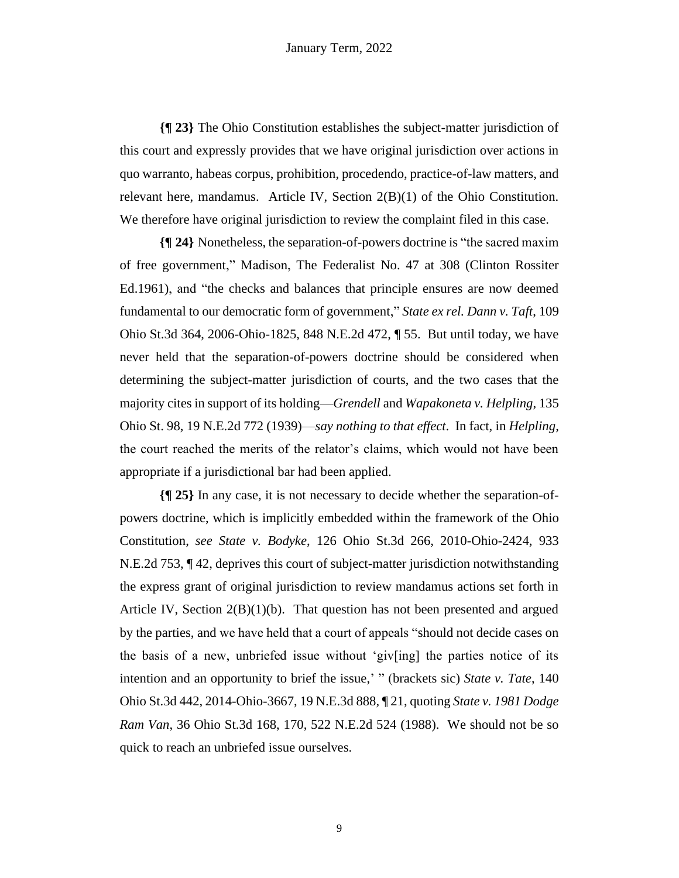**{¶ 23}** The Ohio Constitution establishes the subject-matter jurisdiction of this court and expressly provides that we have original jurisdiction over actions in quo warranto, habeas corpus, prohibition, procedendo, practice-of-law matters, and relevant here, mandamus. Article IV, Section 2(B)(1) of the Ohio Constitution. We therefore have original jurisdiction to review the complaint filed in this case.

**{¶ 24}** Nonetheless, the separation-of-powers doctrine is "the sacred maxim of free government," Madison, The Federalist No. 47 at 308 (Clinton Rossiter Ed.1961), and "the checks and balances that principle ensures are now deemed fundamental to our democratic form of government," *State ex rel. Dann v. Taft*, 109 Ohio St.3d 364, 2006-Ohio-1825, 848 N.E.2d 472, ¶ 55. But until today, we have never held that the separation-of-powers doctrine should be considered when determining the subject-matter jurisdiction of courts, and the two cases that the majority cites in support of its holding—*Grendell* and *Wapakoneta v. Helpling*, 135 Ohio St. 98, 19 N.E.2d 772 (1939)—*say nothing to that effect*. In fact, in *Helpling*, the court reached the merits of the relator's claims, which would not have been appropriate if a jurisdictional bar had been applied.

**{¶ 25}** In any case, it is not necessary to decide whether the separation-of-powers doctrine, which is implicitly embedded within the framework of the Ohio Constitution, *see State v. Bodyke*, 126 Ohio St.3d 266, 2010-Ohio-2424, 933 N.E.2d 753, ¶ 42, deprives this court of subject-matter jurisdiction notwithstanding the express grant of original jurisdiction to review mandamus actions set forth in Article IV, Section 2(B)(1)(b). That question has not been presented and argued by the parties, and we have held that a court of appeals "should not decide cases on the basis of a new, unbriefed issue without 'giv[ing] the parties notice of its intention and an opportunity to brief the issue,' " (brackets sic) *State v. Tate*, 140 Ohio St.3d 442, 2014-Ohio-3667, 19 N.E.3d 888, ¶ 21, quoting *State v. 1981 Dodge Ram Van*, 36 Ohio St.3d 168, 170, 522 N.E.2d 524 (1988). We should not be so quick to reach an unbriefed issue ourselves.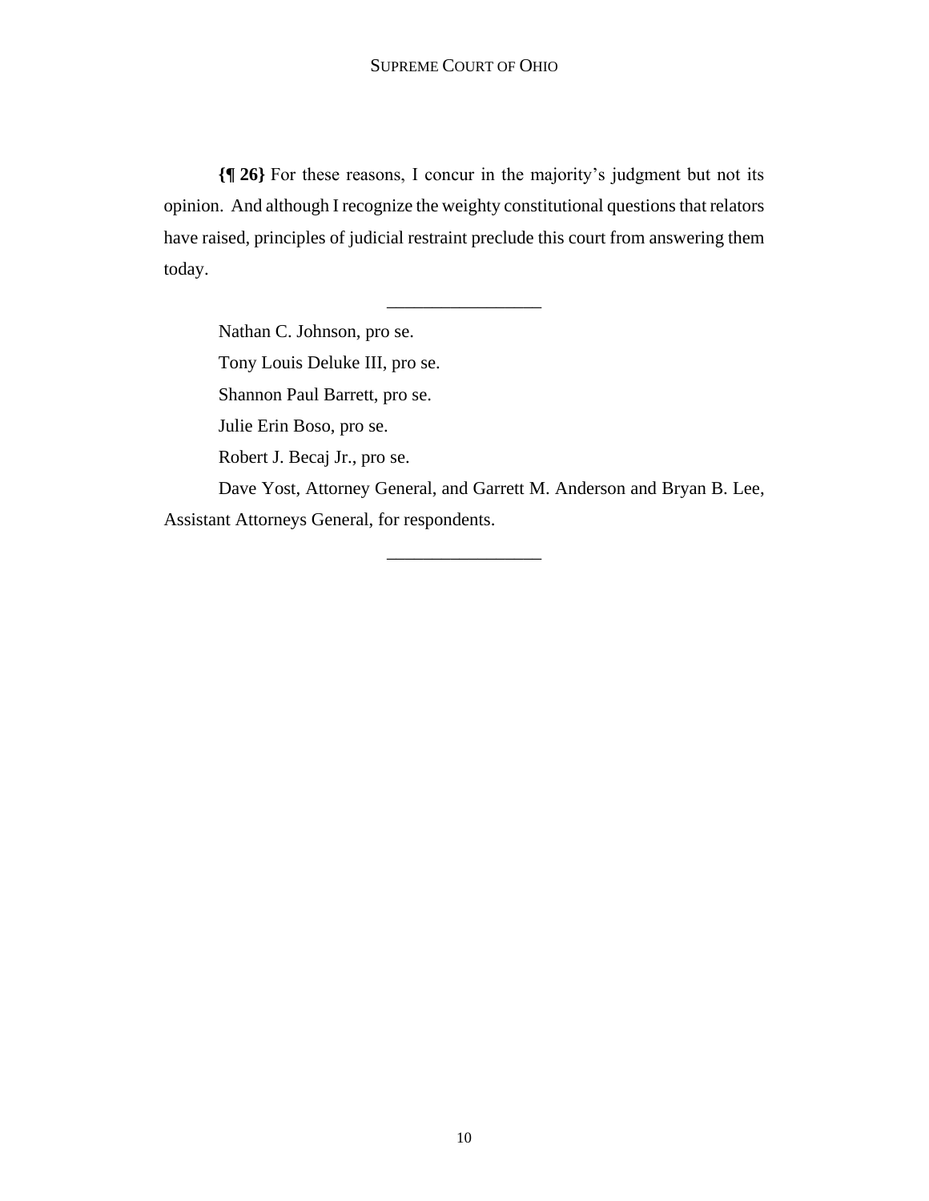**{¶ 26}** For these reasons, I concur in the majority's judgment but not its opinion. And although I recognize the weighty constitutional questions that relators have raised, principles of judicial restraint preclude this court from answering them today.

---

Nathan C. Johnson, pro se.

Tony Louis Deluke III, pro se.

Shannon Paul Barrett, pro se.

Julie Erin Boso, pro se.

Robert J. Becaj Jr., pro se.

Dave Yost, Attorney General, and Garrett M. Anderson and Bryan B. Lee, Assistant Attorneys General, for respondents.

---